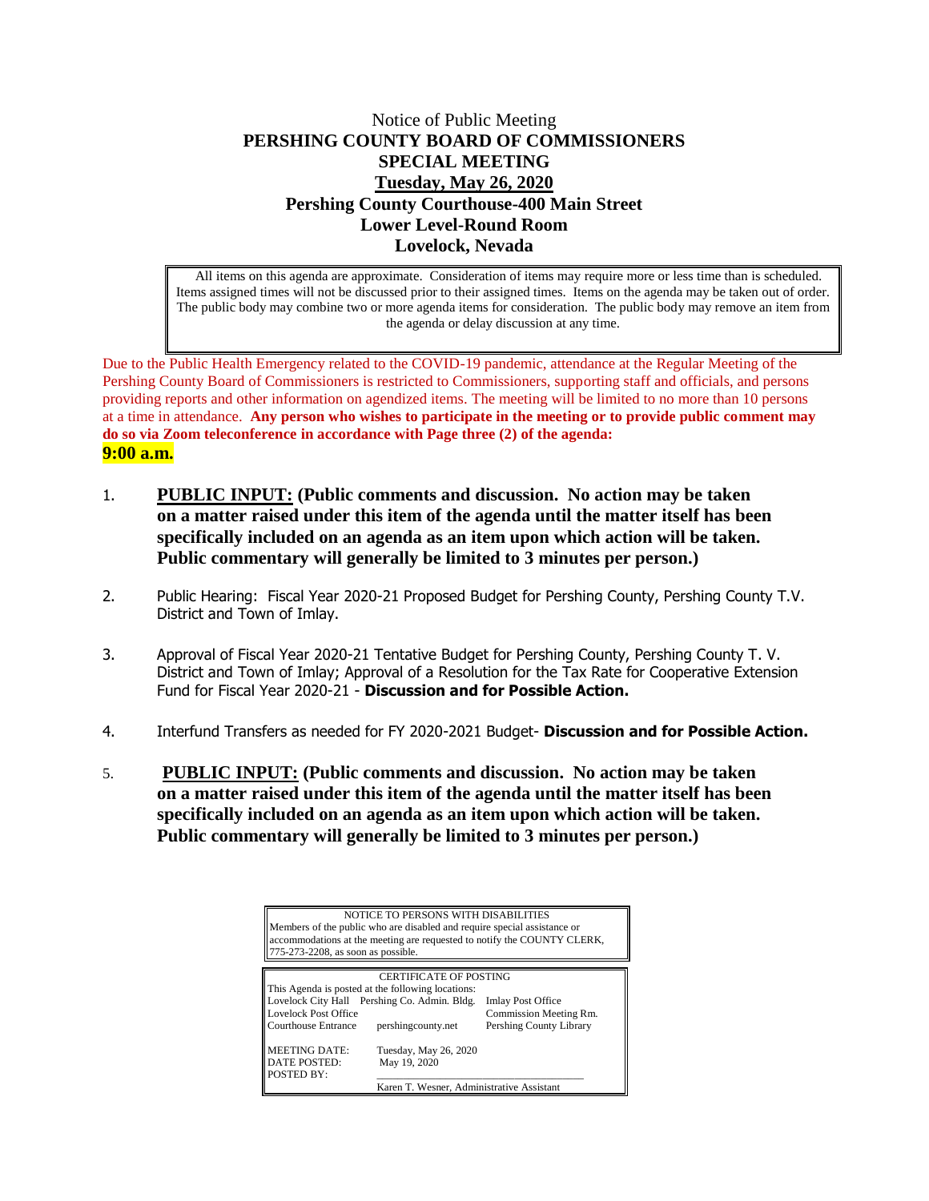Notice of Public Meeting

# PERSHING COUNTY BOARD OF COMMISSIONERS

## SPECIAL MEETING

**Tuesday, May 26, 2020**

**Pershing County Courthouse-400 Main Street**

**Lower Level-Round Room**

**Lovelock, Nevada**

> All items on this agenda are approximate. Consideration of items may require more or less time than is scheduled. Items assigned times will not be discussed prior to their assigned times. Items on the agenda may be taken out of order. The public body may combine two or more agenda items for consideration. The public body may remove an item from the agenda or delay discussion at any time.

Due to the Public Health Emergency related to the COVID-19 pandemic, attendance at the Regular Meeting of the Pershing County Board of Commissioners is restricted to Commissioners, supporting staff and officials, and persons providing reports and other information on agendized items. The meeting will be limited to no more than 10 persons at a time in attendance. **Any person who wishes to participate in the meeting or to provide public comment may do so via Zoom teleconference in accordance with Page three (2) of the agenda:**

**9:00 a.m.**

1. **PUBLIC INPUT: (Public comments and discussion. No action may be taken on a matter raised under this item of the agenda until the matter itself has been specifically included on an agenda as an item upon which action will be taken. Public commentary will generally be limited to 3 minutes per person.)**

2. Public Hearing: Fiscal Year 2020-21 Proposed Budget for Pershing County, Pershing County T.V. District and Town of Imlay.

3. Approval of Fiscal Year 2020-21 Tentative Budget for Pershing County, Pershing County T. V. District and Town of Imlay; Approval of a Resolution for the Tax Rate for Cooperative Extension Fund for Fiscal Year 2020-21 - **Discussion and for Possible Action.**

4. Interfund Transfers as needed for FY 2020-2021 Budget- **Discussion and for Possible Action.**

5. **PUBLIC INPUT: (Public comments and discussion. No action may be taken on a matter raised under this item of the agenda until the matter itself has been specifically included on an agenda as an item upon which action will be taken. Public commentary will generally be limited to 3 minutes per person.)**

> NOTICE TO PERSONS WITH DISABILITIES
> Members of the public who are disabled and require special assistance or accommodations at the meeting are requested to notify the COUNTY CLERK, 775-273-2208, as soon as possible.

CERTIFICATE OF POSTING

This Agenda is posted at the following locations:

| | | |
|---|---|---|
| Lovelock City Hall | Pershing Co. Admin. Bldg. | Imlay Post Office |
| Lovelock Post Office | | Commission Meeting Rm. |
| Courthouse Entrance | pershingcounty.net | Pershing County Library |

MEETING DATE: Tuesday, May 26, 2020

DATE POSTED: May 19, 2020

POSTED BY: ______________________________

Karen T. Wesner, Administrative Assistant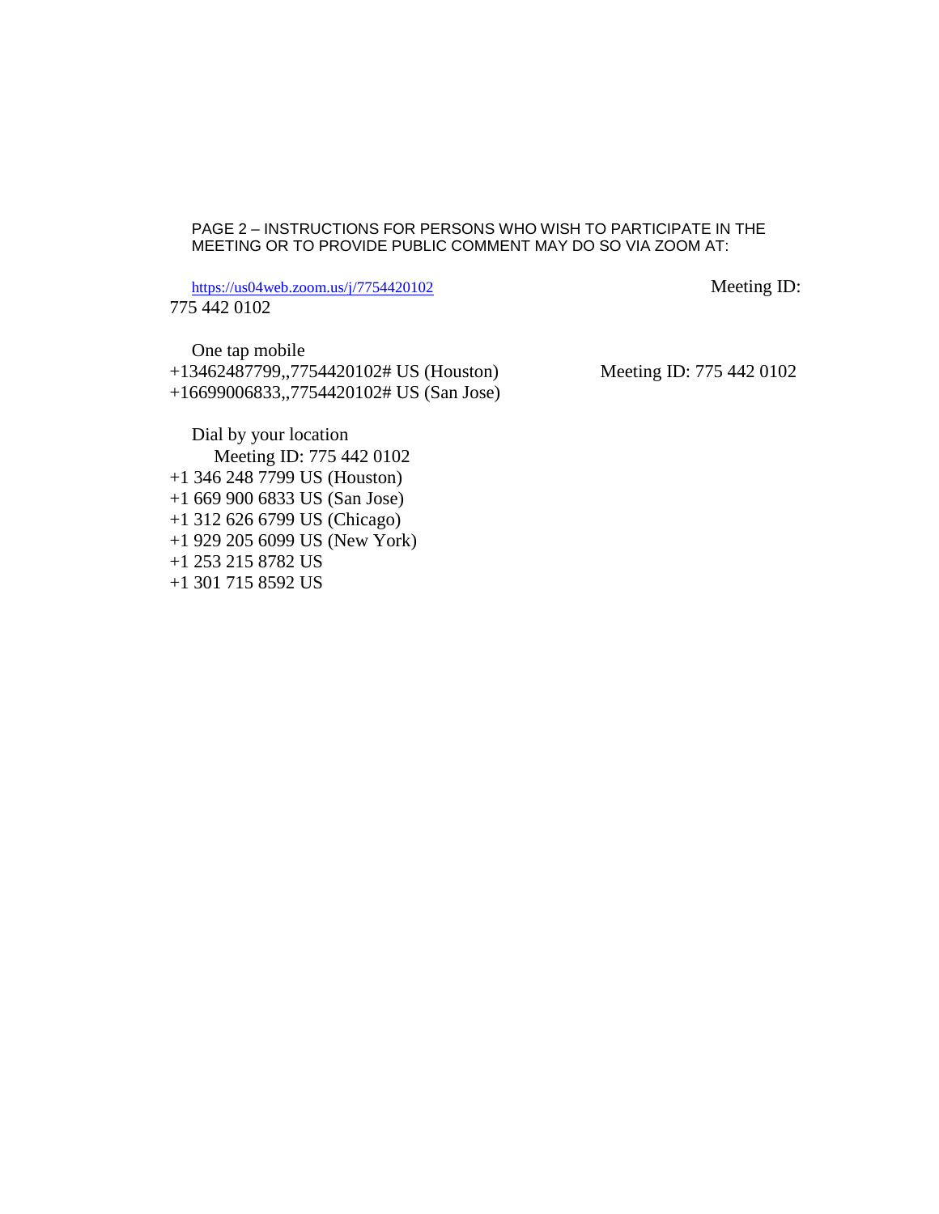PAGE 2 – INSTRUCTIONS FOR PERSONS WHO WISH TO PARTICIPATE IN THE MEETING OR TO PROVIDE PUBLIC COMMENT MAY DO SO VIA ZOOM AT:

https://us04web.zoom.us/j/7754420102 Meeting ID: 775 442 0102

One tap mobile
+13462487799,,7754420102# US (Houston) Meeting ID: 775 442 0102
+16699006833,,7754420102# US (San Jose)

Dial by your location
Meeting ID: 775 442 0102
+1 346 248 7799 US (Houston)
+1 669 900 6833 US (San Jose)
+1 312 626 6799 US (Chicago)
+1 929 205 6099 US (New York)
+1 253 215 8782 US
+1 301 715 8592 US